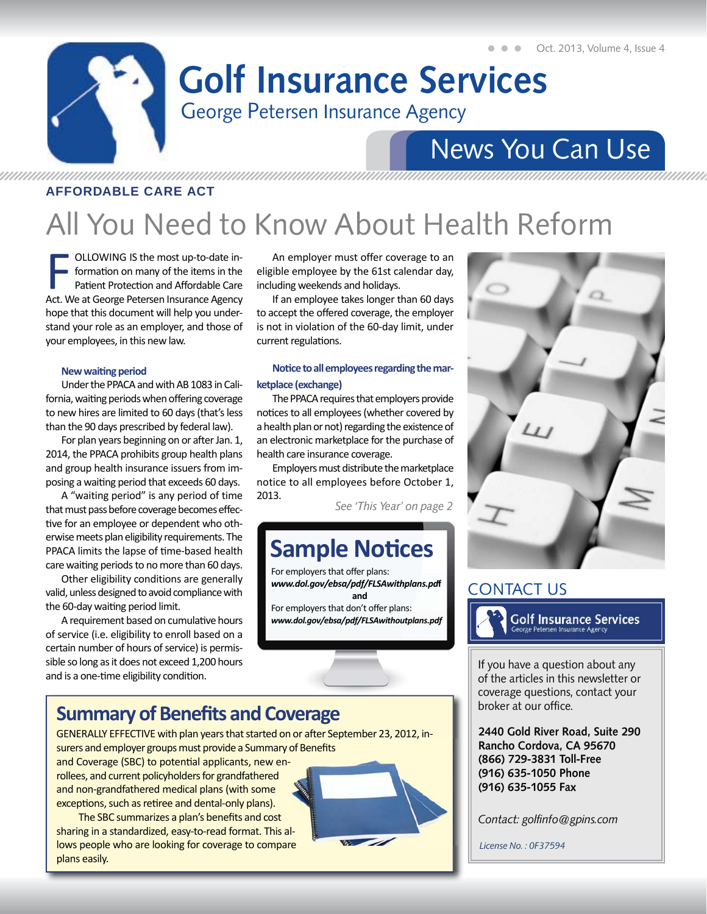# Golf Insurance Services

George Petersen Insurance Agency

## News You Can Use

**AFFORDABLE CARE ACT**

# All You Need to Know About Health Reform

FOLLOWING IS the most up-to-date information on many of the items in the Patient Protection and Affordable Care Act. We at George Petersen Insurance Agency hope that this document will help you understand your role as an employer, and those of your employees, in this new law.

### New waiting period

Under the PPACA and with AB 1083 in California, waiting periods when offering coverage to new hires are limited to 60 days (that's less than the 90 days prescribed by federal law).

For plan years beginning on or after Jan. 1, 2014, the PPACA prohibits group health plans and group health insurance issuers from imposing a waiting period that exceeds 60 days.

A "waiting period" is any period of time that must pass before coverage becomes effective for an employee or dependent who otherwise meets plan eligibility requirements. The PPACA limits the lapse of time-based health care waiting periods to no more than 60 days.

Other eligibility conditions are generally valid, unless designed to avoid compliance with the 60-day waiting period limit.

A requirement based on cumulative hours of service (i.e. eligibility to enroll based on a certain number of hours of service) is permissible so long as it does not exceed 1,200 hours and is a one-time eligibility condition.

An employer must offer coverage to an eligible employee by the 61st calendar day, including weekends and holidays.

If an employee takes longer than 60 days to accept the offered coverage, the employer is not in violation of the 60-day limit, under current regulations.

### Notice to all employees regarding the marketplace (exchange)

The PPACA requires that employers provide notices to all employees (whether covered by a health plan or not) regarding the existence of an electronic marketplace for the purchase of health care insurance coverage.

Employers must distribute the marketplace notice to all employees before October 1, 2013.

*See 'This Year' on page 2*

## Sample Notices

For employers that offer plans:
***www.dol.gov/ebsa/pdf/FLSAwithplans.pdf***

**and**

For employers that don't offer plans:
***www.dol.gov/ebsa/pdf/FLSAwithoutplans.pdf***

## Summary of Benefits and Coverage

GENERALLY EFFECTIVE with plan years that started on or after September 23, 2012, insurers and employer groups must provide a Summary of Benefits and Coverage (SBC) to potential applicants, new enrollees, and current policyholders for grandfathered and non-grandfathered medical plans (with some exceptions, such as retiree and dental-only plans).

The SBC summarizes a plan's benefits and cost sharing in a standardized, easy-to-read format. This allows people who are looking for coverage to compare plans easily.

## CONTACT US

**Golf Insurance Services**
George Petersen Insurance Agency

If you have a question about any of the articles in this newsletter or coverage questions, contact your broker at our office.

**2440 Gold River Road, Suite 290**
**Rancho Cordova, CA 95670**
**(866) 729-3831 Toll-Free**
**(916) 635-1050 Phone**
**(916) 635-1055 Fax**

*Contact: golfinfo@gpins.com*

*License No. : 0F37594*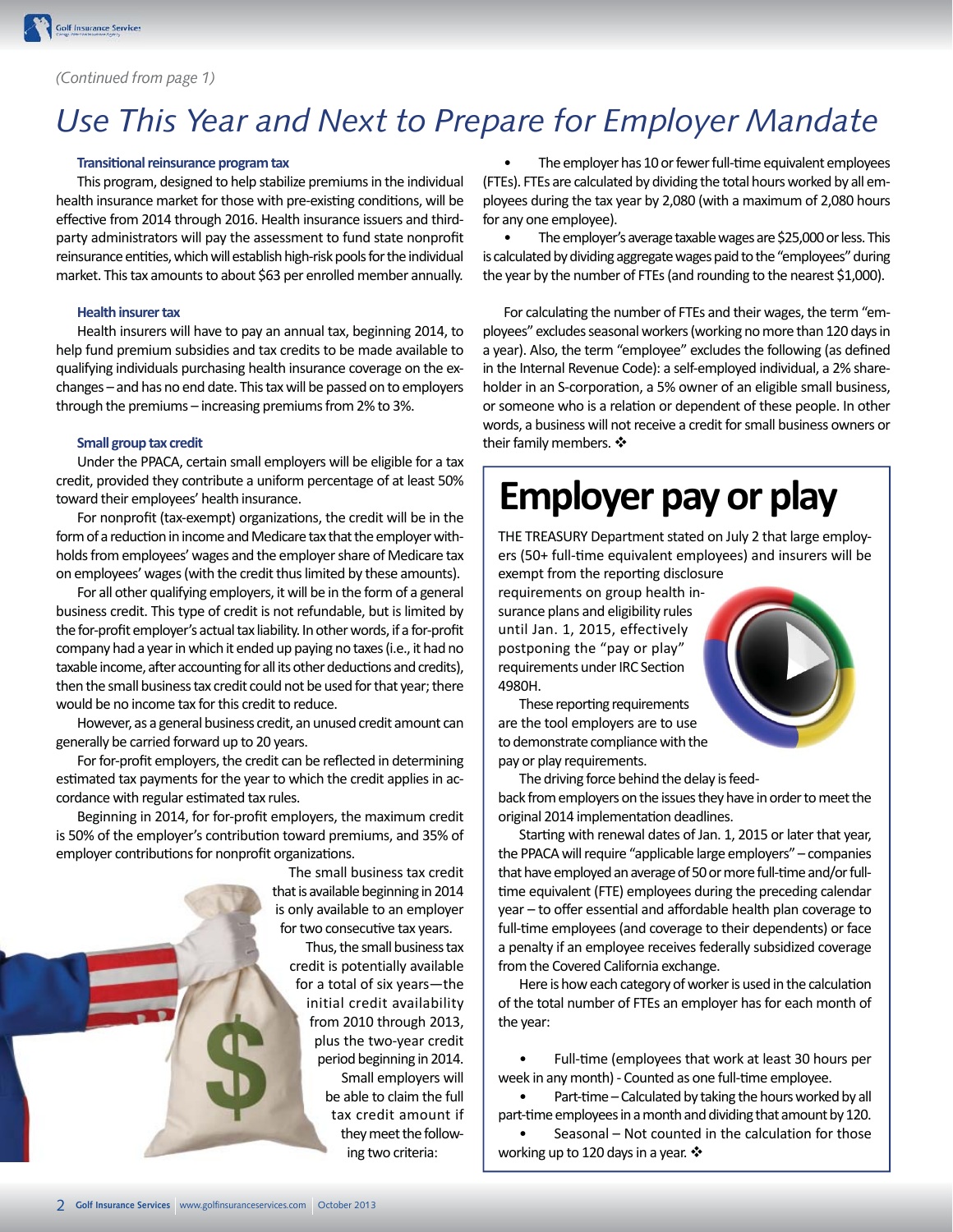*(Continued from page 1)*

# Use This Year and Next to Prepare for Employer Mandate

### Transitional reinsurance program tax

This program, designed to help stabilize premiums in the individual health insurance market for those with pre-existing conditions, will be effective from 2014 through 2016. Health insurance issuers and third-party administrators will pay the assessment to fund state nonprofit reinsurance entities, which will establish high-risk pools for the individual market. This tax amounts to about $63 per enrolled member annually.

### Health insurer tax

Health insurers will have to pay an annual tax, beginning 2014, to help fund premium subsidies and tax credits to be made available to qualifying individuals purchasing health insurance coverage on the exchanges – and has no end date. This tax will be passed on to employers through the premiums – increasing premiums from 2% to 3%.

### Small group tax credit

Under the PPACA, certain small employers will be eligible for a tax credit, provided they contribute a uniform percentage of at least 50% toward their employees' health insurance.

For nonprofit (tax-exempt) organizations, the credit will be in the form of a reduction in income and Medicare tax that the employer withholds from employees' wages and the employer share of Medicare tax on employees' wages (with the credit thus limited by these amounts).

For all other qualifying employers, it will be in the form of a general business credit. This type of credit is not refundable, but is limited by the for-profit employer's actual tax liability. In other words, if a for-profit company had a year in which it ended up paying no taxes (i.e., it had no taxable income, after accounting for all its other deductions and credits), then the small business tax credit could not be used for that year; there would be no income tax for this credit to reduce.

However, as a general business credit, an unused credit amount can generally be carried forward up to 20 years.

For for-profit employers, the credit can be reflected in determining estimated tax payments for the year to which the credit applies in accordance with regular estimated tax rules.

Beginning in 2014, for for-profit employers, the maximum credit is 50% of the employer's contribution toward premiums, and 35% of employer contributions for nonprofit organizations.

The small business tax credit that is available beginning in 2014 is only available to an employer for two consecutive tax years.

Thus, the small business tax credit is potentially available for a total of six years—the initial credit availability from 2010 through 2013, plus the two-year credit period beginning in 2014. Small employers will be able to claim the full tax credit amount if they meet the following two criteria:

- The employer has 10 or fewer full-time equivalent employees (FTEs). FTEs are calculated by dividing the total hours worked by all employees during the tax year by 2,080 (with a maximum of 2,080 hours for any one employee).
- The employer's average taxable wages are $25,000 or less. This is calculated by dividing aggregate wages paid to the "employees" during the year by the number of FTEs (and rounding to the nearest $1,000).

For calculating the number of FTEs and their wages, the term "employees" excludes seasonal workers (working no more than 120 days in a year). Also, the term "employee" excludes the following (as defined in the Internal Revenue Code): a self-employed individual, a 2% shareholder in an S-corporation, a 5% owner of an eligible small business, or someone who is a relation or dependent of these people. In other words, a business will not receive a credit for small business owners or their family members. ❖

## Employer pay or play

THE TREASURY Department stated on July 2 that large employers (50+ full-time equivalent employees) and insurers will be exempt from the reporting disclosure requirements on group health insurance plans and eligibility rules until Jan. 1, 2015, effectively postponing the "pay or play" requirements under IRC Section 4980H.

These reporting requirements are the tool employers are to use to demonstrate compliance with the pay or play requirements.

The driving force behind the delay is feedback from employers on the issues they have in order to meet the original 2014 implementation deadlines.

Starting with renewal dates of Jan. 1, 2015 or later that year, the PPACA will require "applicable large employers" – companies that have employed an average of 50 or more full-time and/or full-time equivalent (FTE) employees during the preceding calendar year – to offer essential and affordable health plan coverage to full-time employees (and coverage to their dependents) or face a penalty if an employee receives federally subsidized coverage from the Covered California exchange.

Here is how each category of worker is used in the calculation of the total number of FTEs an employer has for each month of the year:

- Full-time (employees that work at least 30 hours per week in any month) - Counted as one full-time employee.
- Part-time – Calculated by taking the hours worked by all part-time employees in a month and dividing that amount by 120.
- Seasonal – Not counted in the calculation for those working up to 120 days in a year. ❖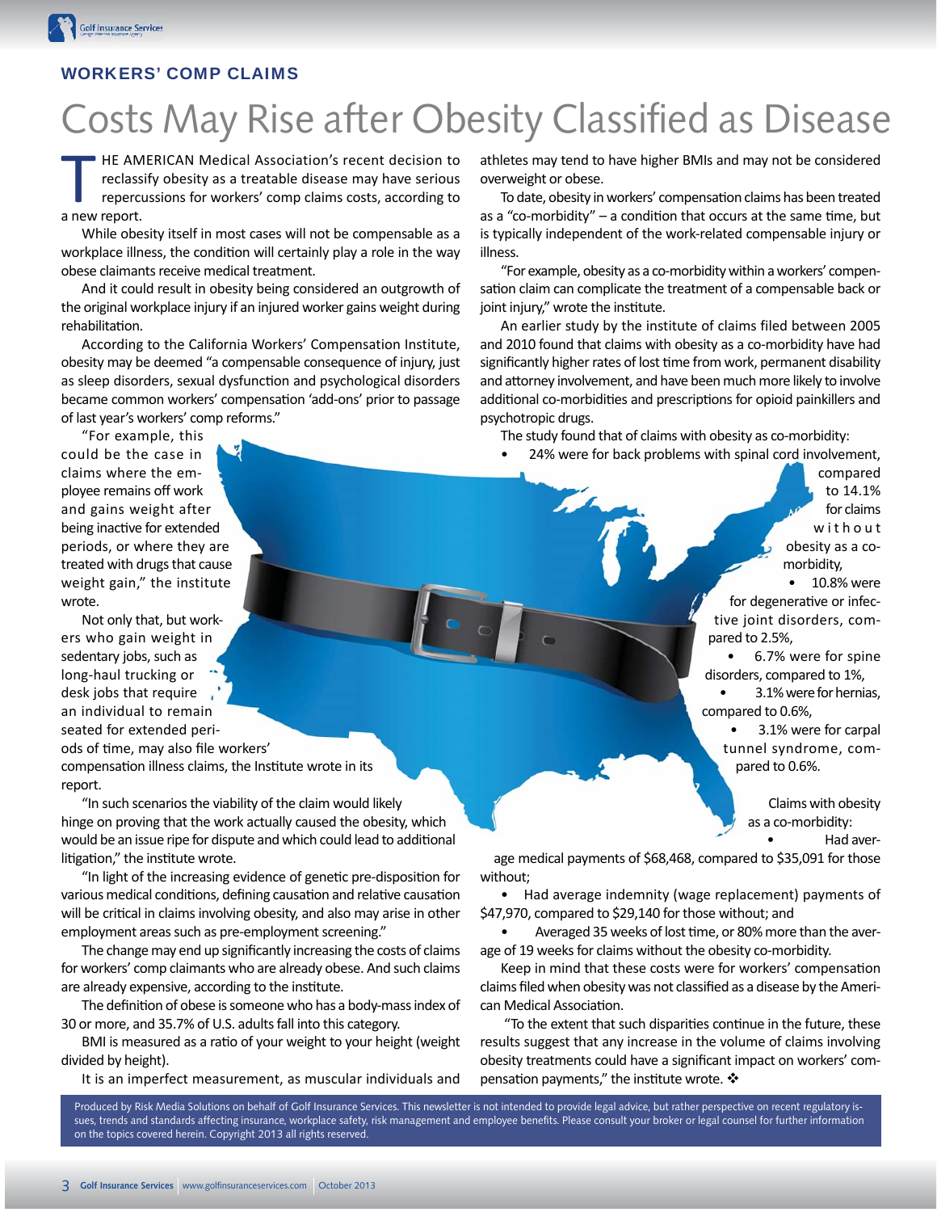## WORKERS' COMP CLAIMS

# Costs May Rise after Obesity Classified as Disease

THE AMERICAN Medical Association's recent decision to reclassify obesity as a treatable disease may have serious repercussions for workers' comp claims costs, according to a new report.

While obesity itself in most cases will not be compensable as a workplace illness, the condition will certainly play a role in the way obese claimants receive medical treatment.

And it could result in obesity being considered an outgrowth of the original workplace injury if an injured worker gains weight during rehabilitation.

According to the California Workers' Compensation Institute, obesity may be deemed "a compensable consequence of injury, just as sleep disorders, sexual dysfunction and psychological disorders became common workers' compensation 'add-ons' prior to passage of last year's workers' comp reforms."

"For example, this could be the case in claims where the employee remains off work and gains weight after being inactive for extended periods, or where they are treated with drugs that cause weight gain," the institute wrote.

Not only that, but workers who gain weight in sedentary jobs, such as long-haul trucking or desk jobs that require an individual to remain seated for extended periods of time, may also file workers' compensation illness claims, the Institute wrote in its report.

"In such scenarios the viability of the claim would likely hinge on proving that the work actually caused the obesity, which would be an issue ripe for dispute and which could lead to additional litigation," the institute wrote.

"In light of the increasing evidence of genetic pre-disposition for various medical conditions, defining causation and relative causation will be critical in claims involving obesity, and also may arise in other employment areas such as pre-employment screening."

The change may end up significantly increasing the costs of claims for workers' comp claimants who are already obese. And such claims are already expensive, according to the institute.

The definition of obese is someone who has a body-mass index of 30 or more, and 35.7% of U.S. adults fall into this category.

BMI is measured as a ratio of your weight to your height (weight divided by height).

It is an imperfect measurement, as muscular individuals and athletes may tend to have higher BMIs and may not be considered overweight or obese.

To date, obesity in workers' compensation claims has been treated as a "co-morbidity" – a condition that occurs at the same time, but is typically independent of the work-related compensable injury or illness.

"For example, obesity as a co-morbidity within a workers' compensation claim can complicate the treatment of a compensable back or joint injury," wrote the institute.

An earlier study by the institute of claims filed between 2005 and 2010 found that claims with obesity as a co-morbidity have had significantly higher rates of lost time from work, permanent disability and attorney involvement, and have been much more likely to involve additional co-morbidities and prescriptions for opioid painkillers and psychotropic drugs.

The study found that of claims with obesity as co-morbidity:

- 24% were for back problems with spinal cord involvement, compared to 14.1% for claims without obesity as a co-morbidity,
- 10.8% were for degenerative or infective joint disorders, compared to 2.5%,
- 6.7% were for spine disorders, compared to 1%,
- 3.1% were for hernias, compared to 0.6%,
- 3.1% were for carpal tunnel syndrome, compared to 0.6%.

Claims with obesity as a co-morbidity:

- Had average medical payments of $68,468, compared to $35,091 for those without;
- Had average indemnity (wage replacement) payments of $47,970, compared to $29,140 for those without; and
- Averaged 35 weeks of lost time, or 80% more than the average of 19 weeks for claims without the obesity co-morbidity.

Keep in mind that these costs were for workers' compensation claims filed when obesity was not classified as a disease by the American Medical Association.

"To the extent that such disparities continue in the future, these results suggest that any increase in the volume of claims involving obesity treatments could have a significant impact on workers' compensation payments," the institute wrote. ❖

Produced by Risk Media Solutions on behalf of Golf Insurance Services. This newsletter is not intended to provide legal advice, but rather perspective on recent regulatory issues, trends and standards affecting insurance, workplace safety, risk management and employee benefits. Please consult your broker or legal counsel for further information on the topics covered herein. Copyright 2013 all rights reserved.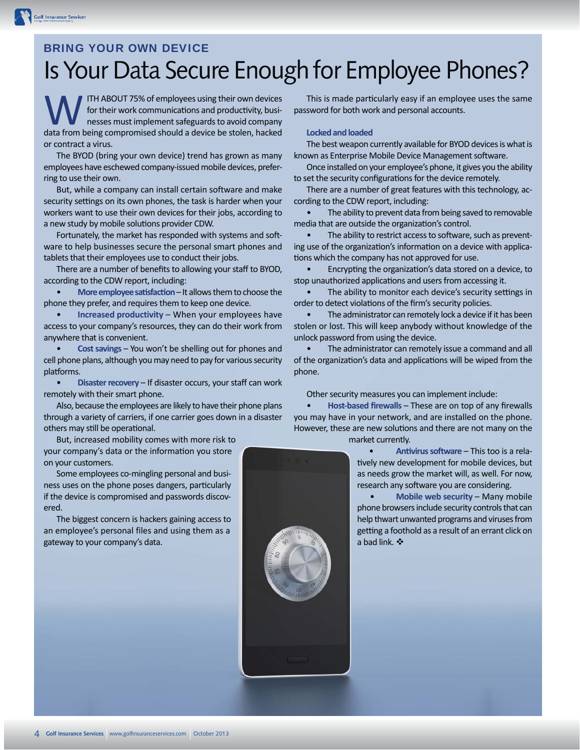## BRING YOUR OWN DEVICE

# Is Your Data Secure Enough for Employee Phones?

WITH ABOUT 75% of employees using their own devices for their work communications and productivity, businesses must implement safeguards to avoid company data from being compromised should a device be stolen, hacked or contract a virus.

The BYOD (bring your own device) trend has grown as many employees have eschewed company-issued mobile devices, preferring to use their own.

But, while a company can install certain software and make security settings on its own phones, the task is harder when your workers want to use their own devices for their jobs, according to a new study by mobile solutions provider CDW.

Fortunately, the market has responded with systems and software to help businesses secure the personal smart phones and tablets that their employees use to conduct their jobs.

There are a number of benefits to allowing your staff to BYOD, according to the CDW report, including:

- **More employee satisfaction** – It allows them to choose the phone they prefer, and requires them to keep one device.
- **Increased productivity** – When your employees have access to your company's resources, they can do their work from anywhere that is convenient.
- **Cost savings** – You won't be shelling out for phones and cell phone plans, although you may need to pay for various security platforms.
- **Disaster recovery** – If disaster occurs, your staff can work remotely with their smart phone.

Also, because the employees are likely to have their phone plans through a variety of carriers, if one carrier goes down in a disaster others may still be operational.

But, increased mobility comes with more risk to your company's data or the information you store on your customers.

Some employees co-mingling personal and business uses on the phone poses dangers, particularly if the device is compromised and passwords discovered.

The biggest concern is hackers gaining access to an employee's personal files and using them as a gateway to your company's data.

This is made particularly easy if an employee uses the same password for both work and personal accounts.

### Locked and loaded

The best weapon currently available for BYOD devices is what is known as Enterprise Mobile Device Management software.

Once installed on your employee's phone, it gives you the ability to set the security configurations for the device remotely.

There are a number of great features with this technology, according to the CDW report, including:

- The ability to prevent data from being saved to removable media that are outside the organization's control.
- The ability to restrict access to software, such as preventing use of the organization's information on a device with applications which the company has not approved for use.
- Encrypting the organization's data stored on a device, to stop unauthorized applications and users from accessing it.
- The ability to monitor each device's security settings in order to detect violations of the firm's security policies.
- The administrator can remotely lock a device if it has been stolen or lost. This will keep anybody without knowledge of the unlock password from using the device.
- The administrator can remotely issue a command and all of the organization's data and applications will be wiped from the phone.

Other security measures you can implement include:

- **Host-based firewalls** – These are on top of any firewalls you may have in your network, and are installed on the phone. However, these are new solutions and there are not many on the market currently.
- **Antivirus software** – This too is a relatively new development for mobile devices, but as needs grow the market will, as well. For now, research any software you are considering.
- **Mobile web security** – Many mobile phone browsers include security controls that can help thwart unwanted programs and viruses from getting a foothold as a result of an errant click on a bad link. ❖